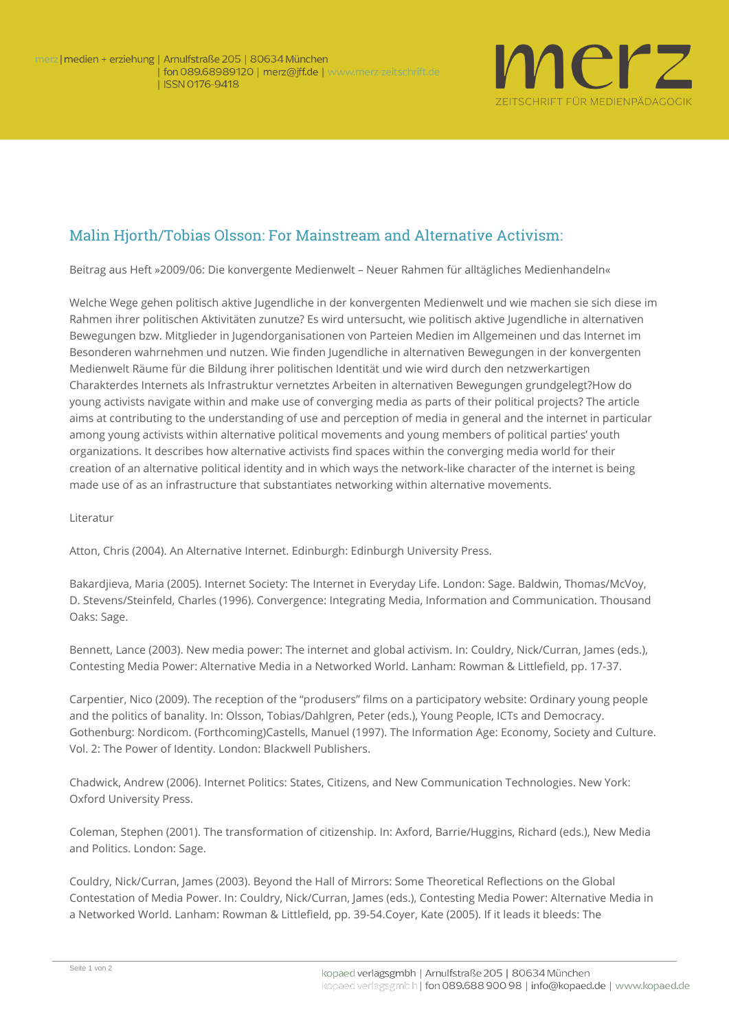## Malin Hjorth/Tobias Olsson: For Mainstream and Alternative Activism:

Beitrag aus Heft »2009/06: Die konvergente Medienwelt – Neuer Rahmen für alltägliches Medienhandeln«

Welche Wege gehen politisch aktive Jugendliche in der konvergenten Medienwelt und wie machen sie sich diese im Rahmen ihrer politischen Aktivitäten zunutze? Es wird untersucht, wie politisch aktive Jugendliche in alternativen Bewegungen bzw. Mitglieder in Jugendorganisationen von Parteien Medien im Allgemeinen und das Internet im Besonderen wahrnehmen und nutzen. Wie finden Jugendliche in alternativen Bewegungen in der konvergenten Medienwelt Räume für die Bildung ihrer politischen Identität und wie wird durch den netzwerkartigen Charakterdes Internets als Infrastruktur vernetztes Arbeiten in alternativen Bewegungen grundgelegt?How do young activists navigate within and make use of converging media as parts of their political projects? The article aims at contributing to the understanding of use and perception of media in general and the internet in particular among young activists within alternative political movements and young members of political parties' youth organizations. It describes how alternative activists find spaces within the converging media world for their creation of an alternative political identity and in which ways the network-like character of the internet is being made use of as an infrastructure that substantiates networking within alternative movements.

Literatur

Atton, Chris (2004). An Alternative Internet. Edinburgh: Edinburgh University Press.

Bakardjieva, Maria (2005). Internet Society: The Internet in Everyday Life. London: Sage. Baldwin, Thomas/McVoy, D. Stevens/Steinfeld, Charles (1996). Convergence: Integrating Media, Information and Communication. Thousand Oaks: Sage.

Bennett, Lance (2003). New media power: The internet and global activism. In: Couldry, Nick/Curran, James (eds.), Contesting Media Power: Alternative Media in a Networked World. Lanham: Rowman & Littlefield, pp. 17-37.

Carpentier, Nico (2009). The reception of the "produsers" films on a participatory website: Ordinary young people and the politics of banality. In: Olsson, Tobias/Dahlgren, Peter (eds.), Young People, ICTs and Democracy. Gothenburg: Nordicom. (Forthcoming)Castells, Manuel (1997). The Information Age: Economy, Society and Culture. Vol. 2: The Power of Identity. London: Blackwell Publishers.

Chadwick, Andrew (2006). Internet Politics: States, Citizens, and New Communication Technologies. New York: Oxford University Press.

Coleman, Stephen (2001). The transformation of citizenship. In: Axford, Barrie/Huggins, Richard (eds.), New Media and Politics. London: Sage.

Couldry, Nick/Curran, James (2003). Beyond the Hall of Mirrors: Some Theoretical Reflections on the Global Contestation of Media Power. In: Couldry, Nick/Curran, James (eds.), Contesting Media Power: Alternative Media in a Networked World. Lanham: Rowman & Littlefield, pp. 39-54.Coyer, Kate (2005). If it leads it bleeds: The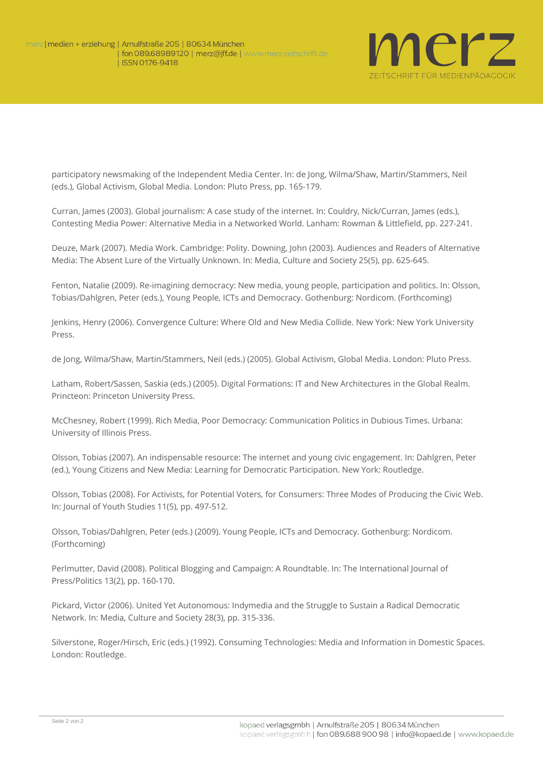participatory newsmaking of the Independent Media Center. In: de Jong, Wilma/Shaw, Martin/Stammers, Neil (eds.), Global Activism, Global Media. London: Pluto Press, pp. 165-179.

Curran, James (2003). Global journalism: A case study of the internet. In: Couldry, Nick/Curran, James (eds.), Contesting Media Power: Alternative Media in a Networked World. Lanham: Rowman & Littlefield, pp. 227-241.

Deuze, Mark (2007). Media Work. Cambridge: Polity. Downing, John (2003). Audiences and Readers of Alternative Media: The Absent Lure of the Virtually Unknown. In: Media, Culture and Society 25(5), pp. 625-645.

Fenton, Natalie (2009). Re-imagining democracy: New media, young people, participation and politics. In: Olsson, Tobias/Dahlgren, Peter (eds.), Young People, ICTs and Democracy. Gothenburg: Nordicom. (Forthcoming)

Jenkins, Henry (2006). Convergence Culture: Where Old and New Media Collide. New York: New York University Press.

de Jong, Wilma/Shaw, Martin/Stammers, Neil (eds.) (2005). Global Activism, Global Media. London: Pluto Press.

Latham, Robert/Sassen, Saskia (eds.) (2005). Digital Formations: IT and New Architectures in the Global Realm. Princteon: Princeton University Press.

McChesney, Robert (1999). Rich Media, Poor Democracy: Communication Politics in Dubious Times. Urbana: University of Illinois Press.

Olsson, Tobias (2007). An indispensable resource: The internet and young civic engagement. In: Dahlgren, Peter (ed.), Young Citizens and New Media: Learning for Democratic Participation. New York: Routledge.

Olsson, Tobias (2008). For Activists, for Potential Voters, for Consumers: Three Modes of Producing the Civic Web. In: Journal of Youth Studies 11(5), pp. 497-512.

Olsson, Tobias/Dahlgren, Peter (eds.) (2009). Young People, ICTs and Democracy. Gothenburg: Nordicom. (Forthcoming)

Perlmutter, David (2008). Political Blogging and Campaign: A Roundtable. In: The International Journal of Press/Politics 13(2), pp. 160-170.

Pickard, Victor (2006). United Yet Autonomous: Indymedia and the Struggle to Sustain a Radical Democratic Network. In: Media, Culture and Society 28(3), pp. 315-336.

Silverstone, Roger/Hirsch, Eric (eds.) (1992). Consuming Technologies: Media and Information in Domestic Spaces. London: Routledge.